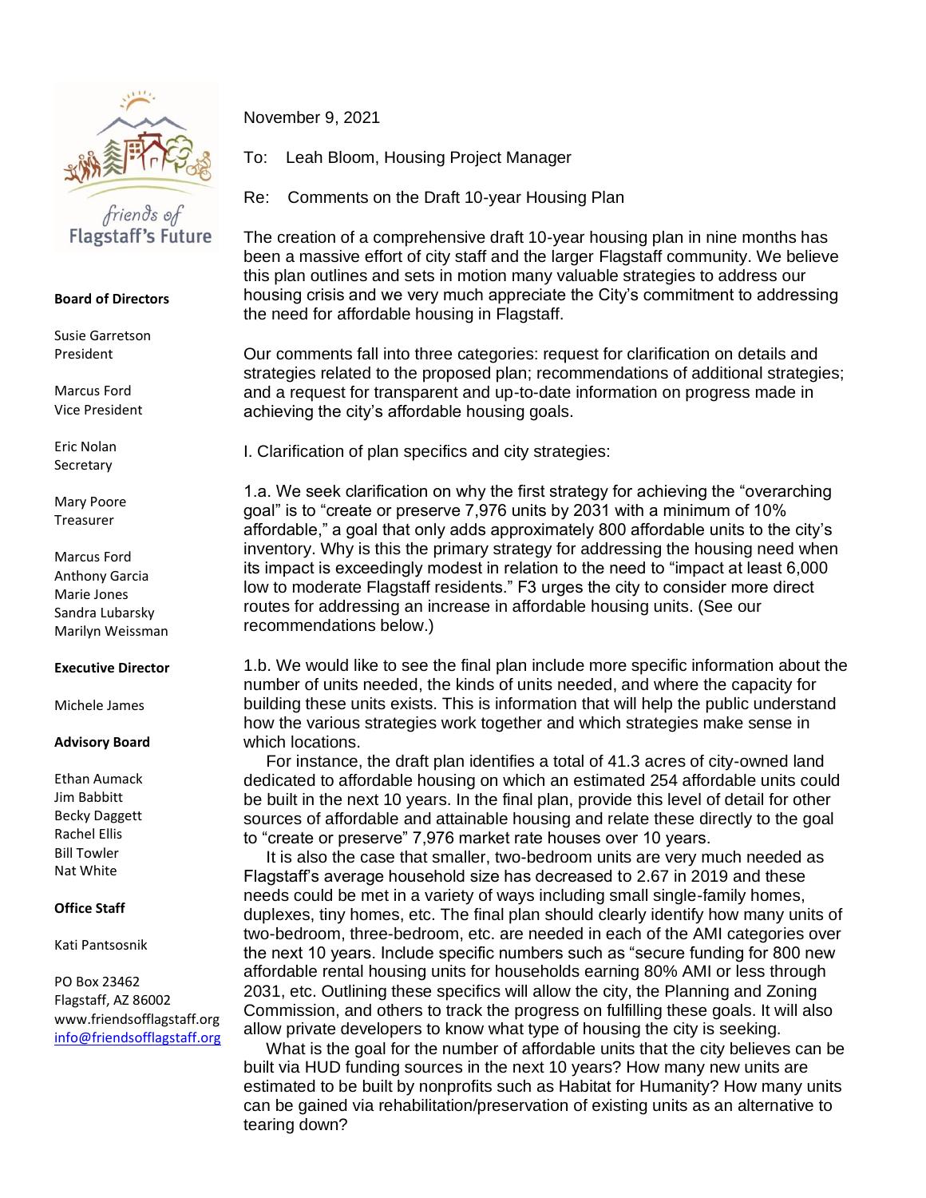friends of
Flagstaff's Future

**Board of Directors**

Susie Garretson
President

Marcus Ford
Vice President

Eric Nolan
Secretary

Mary Poore
Treasurer

Marcus Ford
Anthony Garcia
Marie Jones
Sandra Lubarsky
Marilyn Weissman

**Executive Director**

Michele James

**Advisory Board**

Ethan Aumack
Jim Babbitt
Becky Daggett
Rachel Ellis
Bill Towler
Nat White

**Office Staff**

Kati Pantsosnik

PO Box 23462
Flagstaff, AZ 86002
www.friendsofflagstaff.org
info@friendsofflagstaff.org

---

November 9, 2021

To: Leah Bloom, Housing Project Manager

Re: Comments on the Draft 10-year Housing Plan

The creation of a comprehensive draft 10-year housing plan in nine months has been a massive effort of city staff and the larger Flagstaff community. We believe this plan outlines and sets in motion many valuable strategies to address our housing crisis and we very much appreciate the City's commitment to addressing the need for affordable housing in Flagstaff.

Our comments fall into three categories: request for clarification on details and strategies related to the proposed plan; recommendations of additional strategies; and a request for transparent and up-to-date information on progress made in achieving the city's affordable housing goals.

I. Clarification of plan specifics and city strategies:

1.a. We seek clarification on why the first strategy for achieving the "overarching goal" is to "create or preserve 7,976 units by 2031 with a minimum of 10% affordable," a goal that only adds approximately 800 affordable units to the city's inventory. Why is this the primary strategy for addressing the housing need when its impact is exceedingly modest in relation to the need to "impact at least 6,000 low to moderate Flagstaff residents." F3 urges the city to consider more direct routes for addressing an increase in affordable housing units. (See our recommendations below.)

1.b. We would like to see the final plan include more specific information about the number of units needed, the kinds of units needed, and where the capacity for building these units exists. This is information that will help the public understand how the various strategies work together and which strategies make sense in which locations.

For instance, the draft plan identifies a total of 41.3 acres of city-owned land dedicated to affordable housing on which an estimated 254 affordable units could be built in the next 10 years. In the final plan, provide this level of detail for other sources of affordable and attainable housing and relate these directly to the goal to "create or preserve" 7,976 market rate houses over 10 years.

It is also the case that smaller, two-bedroom units are very much needed as Flagstaff's average household size has decreased to 2.67 in 2019 and these needs could be met in a variety of ways including small single-family homes, duplexes, tiny homes, etc. The final plan should clearly identify how many units of two-bedroom, three-bedroom, etc. are needed in each of the AMI categories over the next 10 years. Include specific numbers such as "secure funding for 800 new affordable rental housing units for households earning 80% AMI or less through 2031, etc. Outlining these specifics will allow the city, the Planning and Zoning Commission, and others to track the progress on fulfilling these goals. It will also allow private developers to know what type of housing the city is seeking.

What is the goal for the number of affordable units that the city believes can be built via HUD funding sources in the next 10 years? How many new units are estimated to be built by nonprofits such as Habitat for Humanity? How many units can be gained via rehabilitation/preservation of existing units as an alternative to tearing down?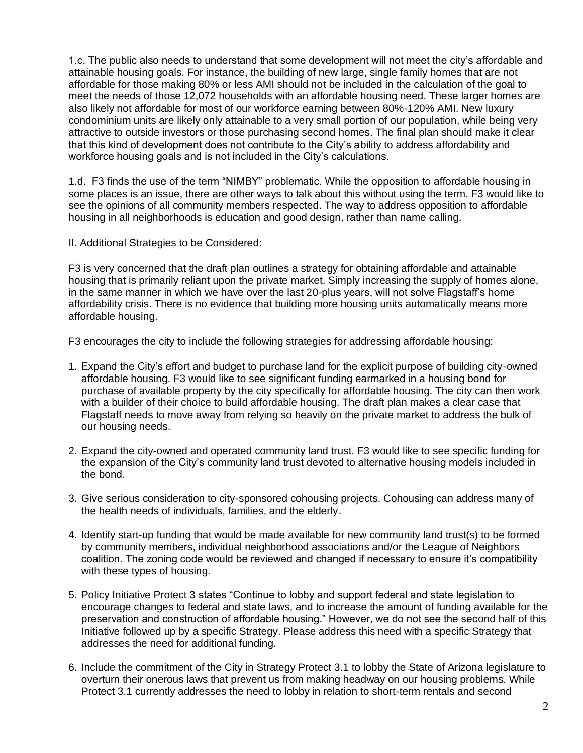1.c. The public also needs to understand that some development will not meet the city's affordable and attainable housing goals. For instance, the building of new large, single family homes that are not affordable for those making 80% or less AMI should not be included in the calculation of the goal to meet the needs of those 12,072 households with an affordable housing need. These larger homes are also likely not affordable for most of our workforce earning between 80%-120% AMI. New luxury condominium units are likely only attainable to a very small portion of our population, while being very attractive to outside investors or those purchasing second homes. The final plan should make it clear that this kind of development does not contribute to the City's ability to address affordability and workforce housing goals and is not included in the City's calculations.

1.d. F3 finds the use of the term "NIMBY" problematic. While the opposition to affordable housing in some places is an issue, there are other ways to talk about this without using the term. F3 would like to see the opinions of all community members respected. The way to address opposition to affordable housing in all neighborhoods is education and good design, rather than name calling.

II. Additional Strategies to be Considered:

F3 is very concerned that the draft plan outlines a strategy for obtaining affordable and attainable housing that is primarily reliant upon the private market. Simply increasing the supply of homes alone, in the same manner in which we have over the last 20-plus years, will not solve Flagstaff's home affordability crisis. There is no evidence that building more housing units automatically means more affordable housing.

F3 encourages the city to include the following strategies for addressing affordable housing:

1. Expand the City's effort and budget to purchase land for the explicit purpose of building city-owned affordable housing. F3 would like to see significant funding earmarked in a housing bond for purchase of available property by the city specifically for affordable housing. The city can then work with a builder of their choice to build affordable housing. The draft plan makes a clear case that Flagstaff needs to move away from relying so heavily on the private market to address the bulk of our housing needs.
2. Expand the city-owned and operated community land trust. F3 would like to see specific funding for the expansion of the City's community land trust devoted to alternative housing models included in the bond.
3. Give serious consideration to city-sponsored cohousing projects. Cohousing can address many of the health needs of individuals, families, and the elderly.
4. Identify start-up funding that would be made available for new community land trust(s) to be formed by community members, individual neighborhood associations and/or the League of Neighbors coalition. The zoning code would be reviewed and changed if necessary to ensure it's compatibility with these types of housing.
5. Policy Initiative Protect 3 states "Continue to lobby and support federal and state legislation to encourage changes to federal and state laws, and to increase the amount of funding available for the preservation and construction of affordable housing." However, we do not see the second half of this Initiative followed up by a specific Strategy. Please address this need with a specific Strategy that addresses the need for additional funding.
6. Include the commitment of the City in Strategy Protect 3.1 to lobby the State of Arizona legislature to overturn their onerous laws that prevent us from making headway on our housing problems. While Protect 3.1 currently addresses the need to lobby in relation to short-term rentals and second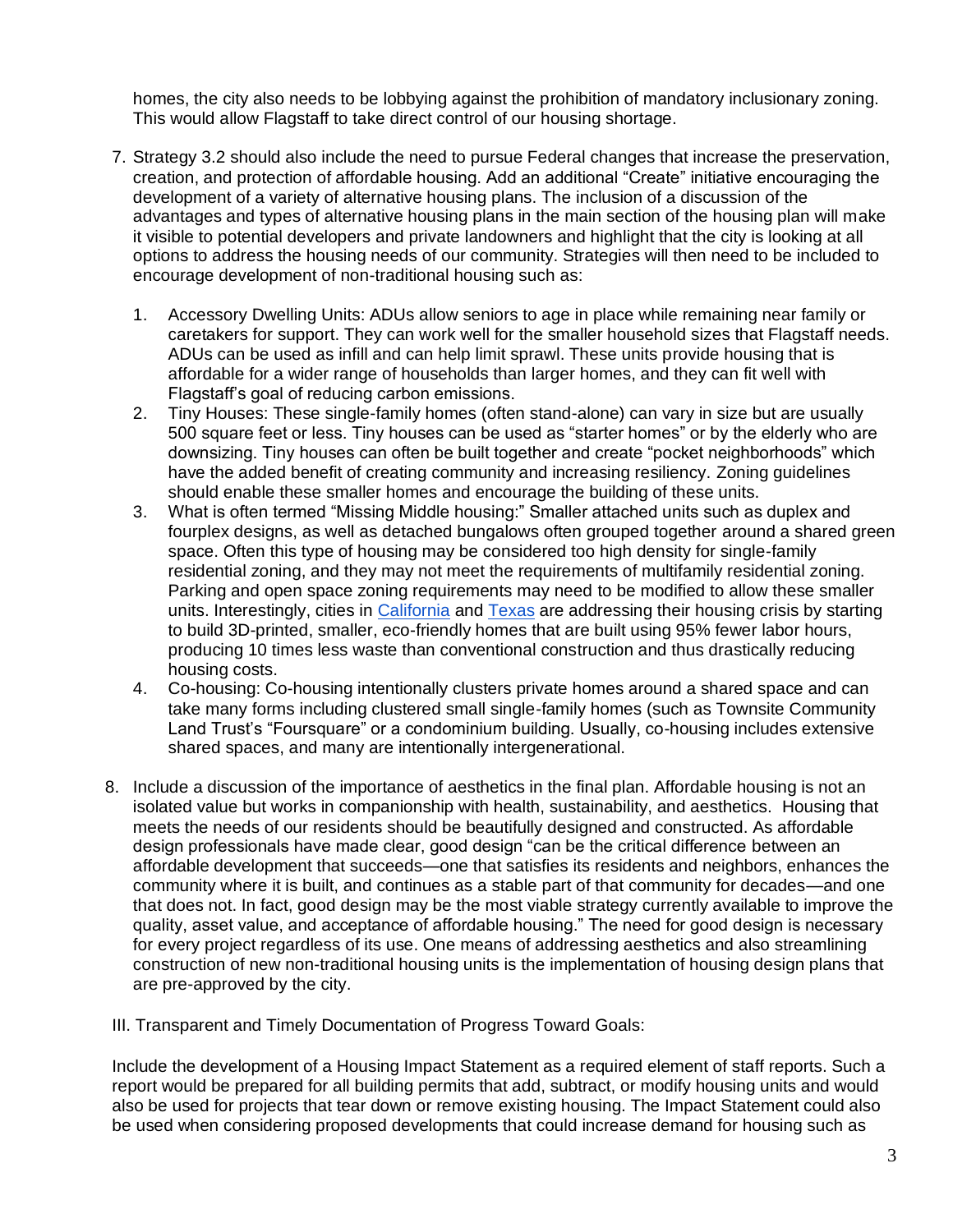homes, the city also needs to be lobbying against the prohibition of mandatory inclusionary zoning. This would allow Flagstaff to take direct control of our housing shortage.

7. Strategy 3.2 should also include the need to pursue Federal changes that increase the preservation, creation, and protection of affordable housing. Add an additional "Create" initiative encouraging the development of a variety of alternative housing plans. The inclusion of a discussion of the advantages and types of alternative housing plans in the main section of the housing plan will make it visible to potential developers and private landowners and highlight that the city is looking at all options to address the housing needs of our community. Strategies will then need to be included to encourage development of non-traditional housing such as:

    1. Accessory Dwelling Units: ADUs allow seniors to age in place while remaining near family or caretakers for support. They can work well for the smaller household sizes that Flagstaff needs. ADUs can be used as infill and can help limit sprawl. These units provide housing that is affordable for a wider range of households than larger homes, and they can fit well with Flagstaff's goal of reducing carbon emissions.
    2. Tiny Houses: These single-family homes (often stand-alone) can vary in size but are usually 500 square feet or less. Tiny houses can be used as "starter homes" or by the elderly who are downsizing. Tiny houses can often be built together and create "pocket neighborhoods" which have the added benefit of creating community and increasing resiliency. Zoning guidelines should enable these smaller homes and encourage the building of these units.
    3. What is often termed "Missing Middle housing:" Smaller attached units such as duplex and fourplex designs, as well as detached bungalows often grouped together around a shared green space. Often this type of housing may be considered too high density for single-family residential zoning, and they may not meet the requirements of multifamily residential zoning. Parking and open space zoning requirements may need to be modified to allow these smaller units. Interestingly, cities in California and Texas are addressing their housing crisis by starting to build 3D-printed, smaller, eco-friendly homes that are built using 95% fewer labor hours, producing 10 times less waste than conventional construction and thus drastically reducing housing costs.
    4. Co-housing: Co-housing intentionally clusters private homes around a shared space and can take many forms including clustered small single-family homes (such as Townsite Community Land Trust's "Foursquare" or a condominium building. Usually, co-housing includes extensive shared spaces, and many are intentionally intergenerational.

8. Include a discussion of the importance of aesthetics in the final plan. Affordable housing is not an isolated value but works in companionship with health, sustainability, and aesthetics. Housing that meets the needs of our residents should be beautifully designed and constructed. As affordable design professionals have made clear, good design "can be the critical difference between an affordable development that succeeds—one that satisfies its residents and neighbors, enhances the community where it is built, and continues as a stable part of that community for decades—and one that does not. In fact, good design may be the most viable strategy currently available to improve the quality, asset value, and acceptance of affordable housing." The need for good design is necessary for every project regardless of its use. One means of addressing aesthetics and also streamlining construction of new non-traditional housing units is the implementation of housing design plans that are pre-approved by the city.

III. Transparent and Timely Documentation of Progress Toward Goals:

Include the development of a Housing Impact Statement as a required element of staff reports. Such a report would be prepared for all building permits that add, subtract, or modify housing units and would also be used for projects that tear down or remove existing housing. The Impact Statement could also be used when considering proposed developments that could increase demand for housing such as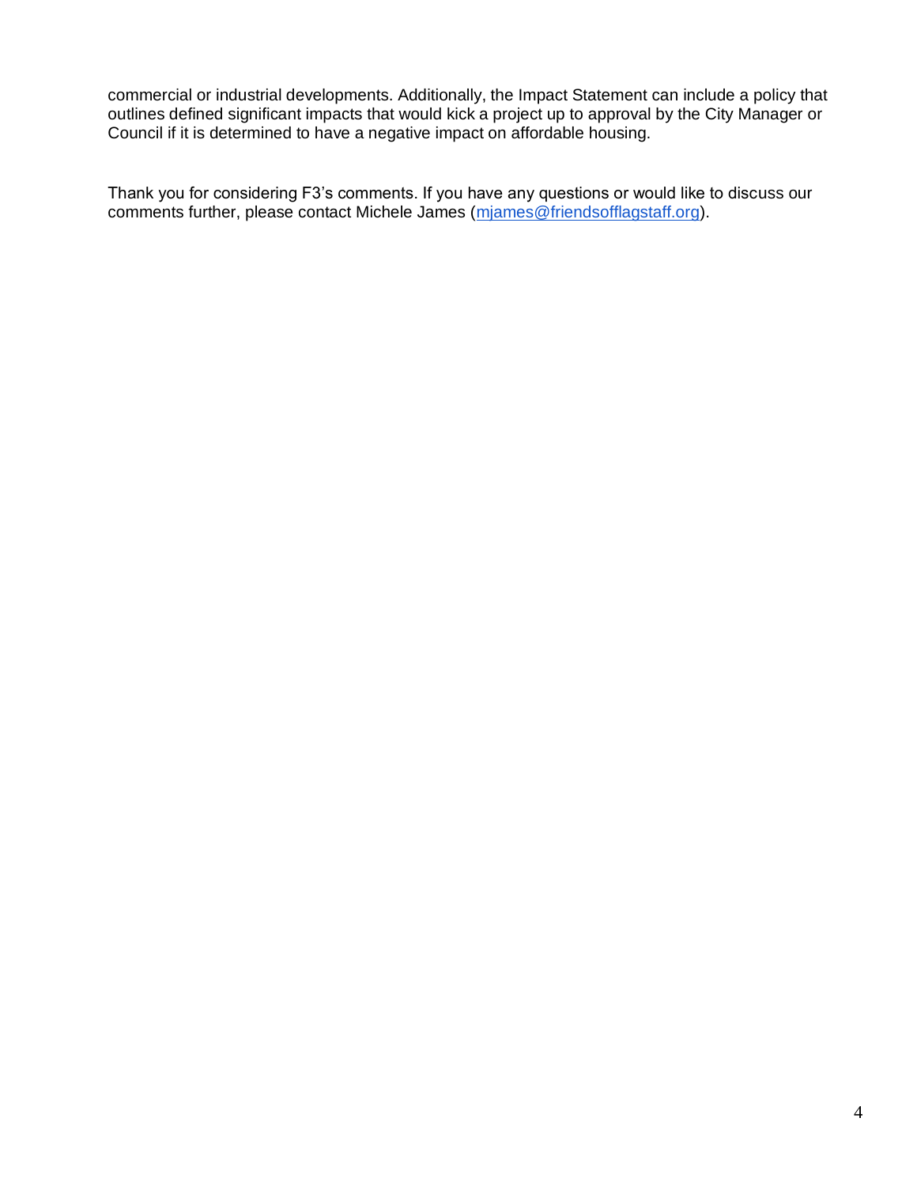commercial or industrial developments. Additionally, the Impact Statement can include a policy that outlines defined significant impacts that would kick a project up to approval by the City Manager or Council if it is determined to have a negative impact on affordable housing.

Thank you for considering F3's comments. If you have any questions or would like to discuss our comments further, please contact Michele James (mjames@friendsofflagstaff.org).